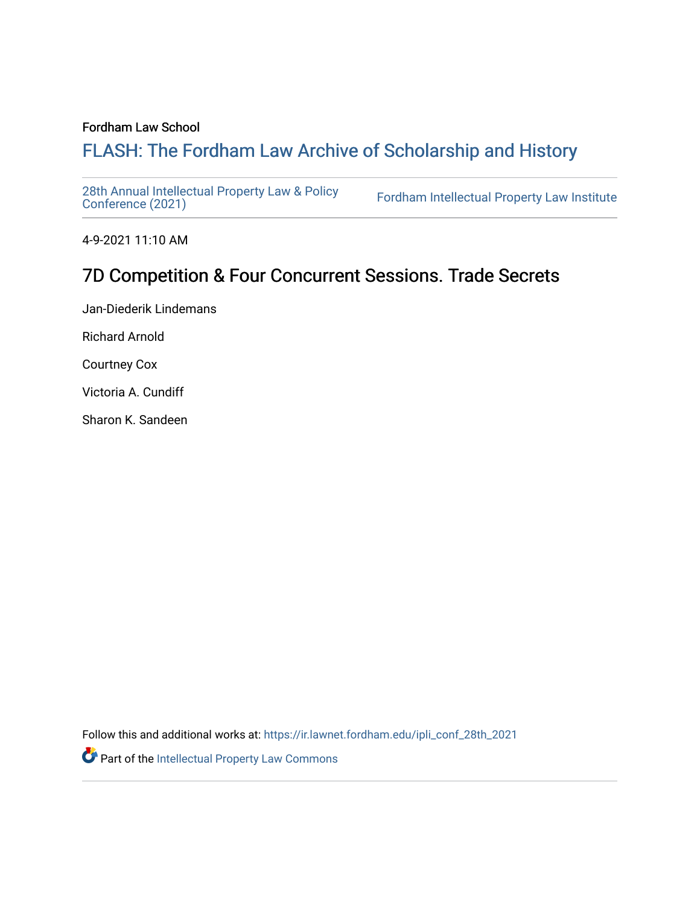Fordham Law School

# FLASH: The Fordham Law Archive of Scholarship and History

28th Annual Intellectual Property Law & Policy Conference (2021) | Fordham Intellectual Property Law Institute

4-9-2021 11:10 AM

## 7D Competition & Four Concurrent Sessions. Trade Secrets

Jan-Diederik Lindemans

Richard Arnold

Courtney Cox

Victoria A. Cundiff

Sharon K. Sandeen

Follow this and additional works at: https://ir.lawnet.fordham.edu/ipli_conf_28th_2021

Part of the Intellectual Property Law Commons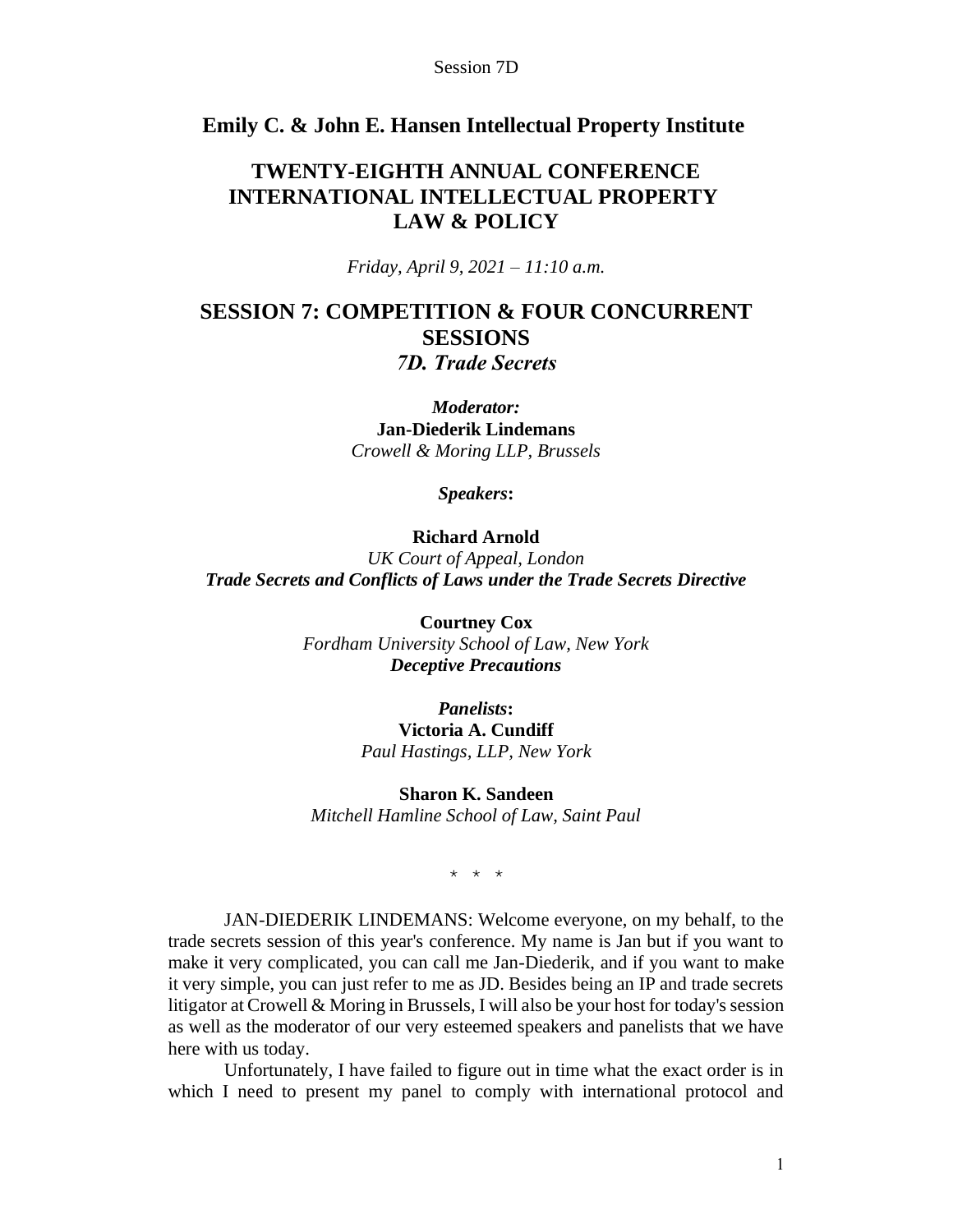## Emily C. & John E. Hansen Intellectual Property Institute

# TWENTY-EIGHTH ANNUAL CONFERENCE INTERNATIONAL INTELLECTUAL PROPERTY LAW & POLICY

*Friday, April 9, 2021 – 11:10 a.m.*

# SESSION 7: COMPETITION & FOUR CONCURRENT SESSIONS

## *7D. Trade Secrets*

***Moderator:***
**Jan-Diederik Lindemans**
*Crowell & Moring LLP, Brussels*

***Speakers*:**

**Richard Arnold**
*UK Court of Appeal, London*
***Trade Secrets and Conflicts of Laws under the Trade Secrets Directive***

**Courtney Cox**
*Fordham University School of Law, New York*
***Deceptive Precautions***

***Panelists*:**
**Victoria A. Cundiff**
*Paul Hastings, LLP, New York*

**Sharon K. Sandeen**
*Mitchell Hamline School of Law, Saint Paul*

\* \* \*

JAN-DIEDERIK LINDEMANS: Welcome everyone, on my behalf, to the trade secrets session of this year's conference. My name is Jan but if you want to make it very complicated, you can call me Jan-Diederik, and if you want to make it very simple, you can just refer to me as JD. Besides being an IP and trade secrets litigator at Crowell & Moring in Brussels, I will also be your host for today's session as well as the moderator of our very esteemed speakers and panelists that we have here with us today.

Unfortunately, I have failed to figure out in time what the exact order is in which I need to present my panel to comply with international protocol and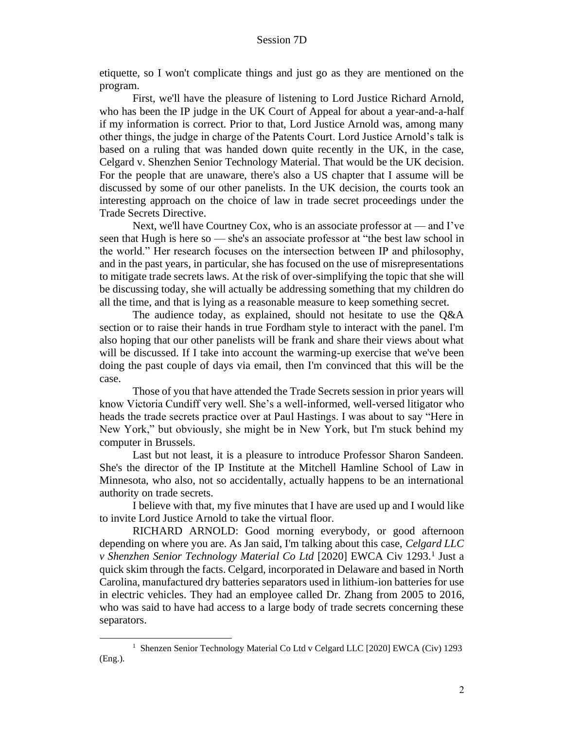etiquette, so I won't complicate things and just go as they are mentioned on the program.

First, we'll have the pleasure of listening to Lord Justice Richard Arnold, who has been the IP judge in the UK Court of Appeal for about a year-and-a-half if my information is correct. Prior to that, Lord Justice Arnold was, among many other things, the judge in charge of the Patents Court. Lord Justice Arnold's talk is based on a ruling that was handed down quite recently in the UK, in the case, Celgard v. Shenzhen Senior Technology Material. That would be the UK decision. For the people that are unaware, there's also a US chapter that I assume will be discussed by some of our other panelists. In the UK decision, the courts took an interesting approach on the choice of law in trade secret proceedings under the Trade Secrets Directive.

Next, we'll have Courtney Cox, who is an associate professor at — and I've seen that Hugh is here so — she's an associate professor at "the best law school in the world." Her research focuses on the intersection between IP and philosophy, and in the past years, in particular, she has focused on the use of misrepresentations to mitigate trade secrets laws. At the risk of over-simplifying the topic that she will be discussing today, she will actually be addressing something that my children do all the time, and that is lying as a reasonable measure to keep something secret.

The audience today, as explained, should not hesitate to use the Q&A section or to raise their hands in true Fordham style to interact with the panel. I'm also hoping that our other panelists will be frank and share their views about what will be discussed. If I take into account the warming-up exercise that we've been doing the past couple of days via email, then I'm convinced that this will be the case.

Those of you that have attended the Trade Secrets session in prior years will know Victoria Cundiff very well. She's a well-informed, well-versed litigator who heads the trade secrets practice over at Paul Hastings. I was about to say "Here in New York," but obviously, she might be in New York, but I'm stuck behind my computer in Brussels.

Last but not least, it is a pleasure to introduce Professor Sharon Sandeen. She's the director of the IP Institute at the Mitchell Hamline School of Law in Minnesota, who also, not so accidentally, actually happens to be an international authority on trade secrets.

I believe with that, my five minutes that I have are used up and I would like to invite Lord Justice Arnold to take the virtual floor.

RICHARD ARNOLD: Good morning everybody, or good afternoon depending on where you are. As Jan said, I'm talking about this case, *Celgard LLC v Shenzhen Senior Technology Material Co Ltd* [2020] EWCA Civ 1293.[1] Just a quick skim through the facts. Celgard, incorporated in Delaware and based in North Carolina, manufactured dry batteries separators used in lithium-ion batteries for use in electric vehicles. They had an employee called Dr. Zhang from 2005 to 2016, who was said to have had access to a large body of trade secrets concerning these separators.

---

[1] Shenzen Senior Technology Material Co Ltd v Celgard LLC [2020] EWCA (Civ) 1293 (Eng.).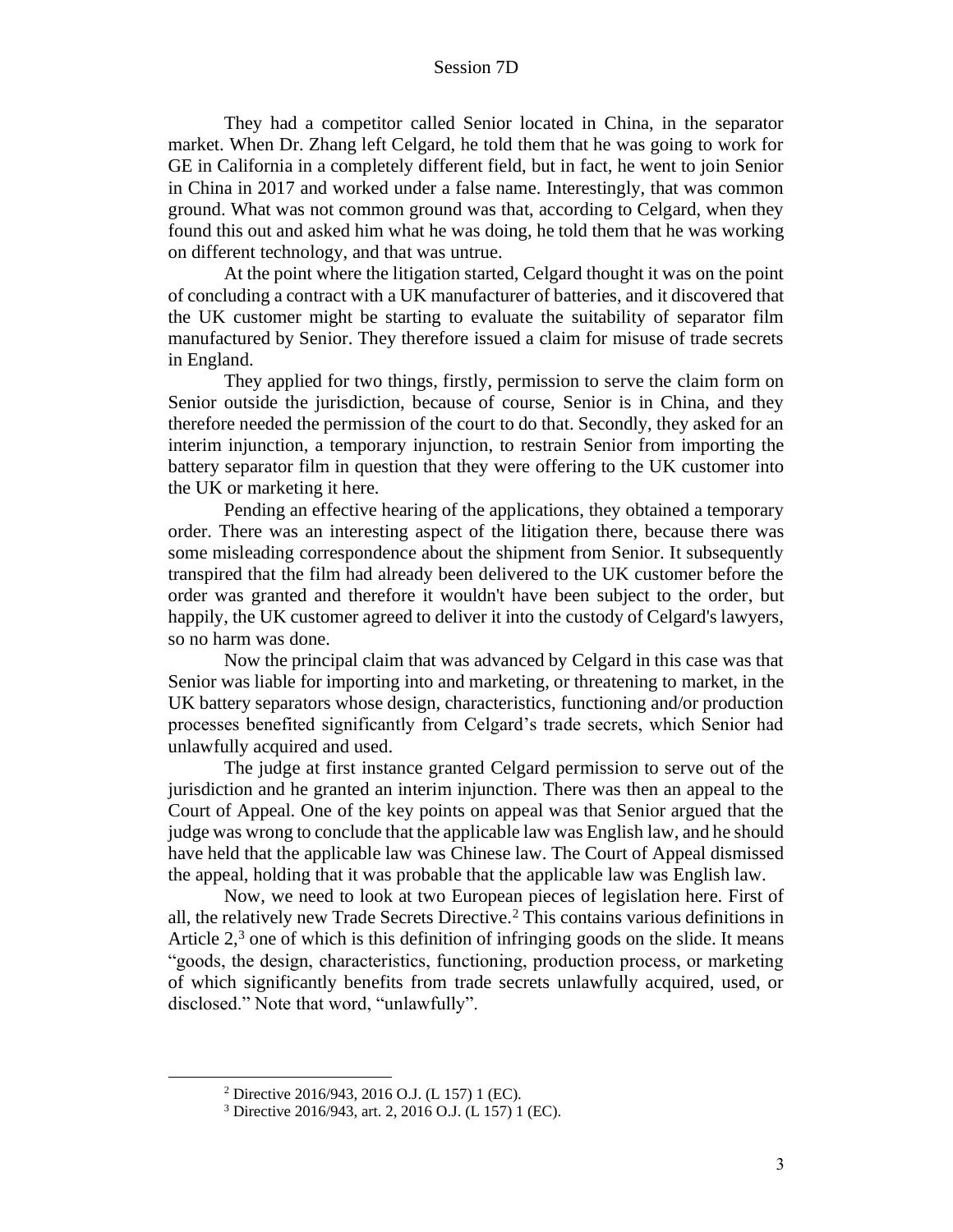They had a competitor called Senior located in China, in the separator market. When Dr. Zhang left Celgard, he told them that he was going to work for GE in California in a completely different field, but in fact, he went to join Senior in China in 2017 and worked under a false name. Interestingly, that was common ground. What was not common ground was that, according to Celgard, when they found this out and asked him what he was doing, he told them that he was working on different technology, and that was untrue.

At the point where the litigation started, Celgard thought it was on the point of concluding a contract with a UK manufacturer of batteries, and it discovered that the UK customer might be starting to evaluate the suitability of separator film manufactured by Senior. They therefore issued a claim for misuse of trade secrets in England.

They applied for two things, firstly, permission to serve the claim form on Senior outside the jurisdiction, because of course, Senior is in China, and they therefore needed the permission of the court to do that. Secondly, they asked for an interim injunction, a temporary injunction, to restrain Senior from importing the battery separator film in question that they were offering to the UK customer into the UK or marketing it here.

Pending an effective hearing of the applications, they obtained a temporary order. There was an interesting aspect of the litigation there, because there was some misleading correspondence about the shipment from Senior. It subsequently transpired that the film had already been delivered to the UK customer before the order was granted and therefore it wouldn't have been subject to the order, but happily, the UK customer agreed to deliver it into the custody of Celgard's lawyers, so no harm was done.

Now the principal claim that was advanced by Celgard in this case was that Senior was liable for importing into and marketing, or threatening to market, in the UK battery separators whose design, characteristics, functioning and/or production processes benefited significantly from Celgard's trade secrets, which Senior had unlawfully acquired and used.

The judge at first instance granted Celgard permission to serve out of the jurisdiction and he granted an interim injunction. There was then an appeal to the Court of Appeal. One of the key points on appeal was that Senior argued that the judge was wrong to conclude that the applicable law was English law, and he should have held that the applicable law was Chinese law. The Court of Appeal dismissed the appeal, holding that it was probable that the applicable law was English law.

Now, we need to look at two European pieces of legislation here. First of all, the relatively new Trade Secrets Directive.[2] This contains various definitions in Article 2,[3] one of which is this definition of infringing goods on the slide. It means "goods, the design, characteristics, functioning, production process, or marketing of which significantly benefits from trade secrets unlawfully acquired, used, or disclosed." Note that word, "unlawfully".

---

[2] Directive 2016/943, 2016 O.J. (L 157) 1 (EC).

[3] Directive 2016/943, art. 2, 2016 O.J. (L 157) 1 (EC).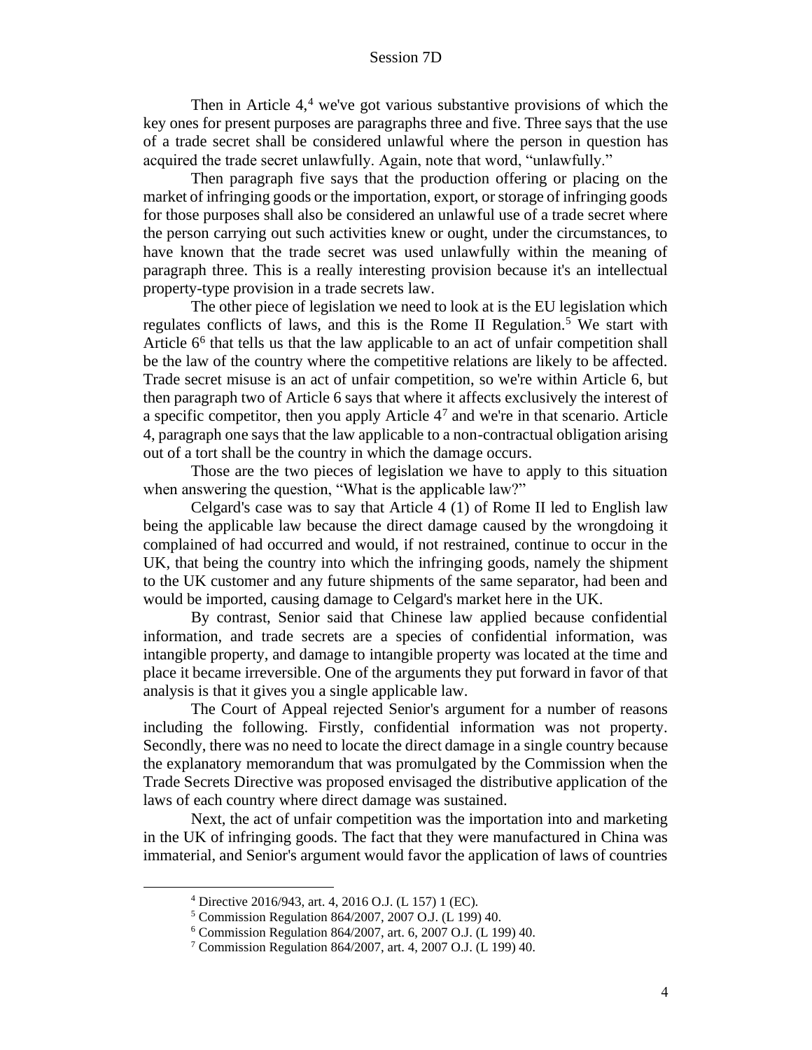Then in Article 4,[4] we've got various substantive provisions of which the key ones for present purposes are paragraphs three and five. Three says that the use of a trade secret shall be considered unlawful where the person in question has acquired the trade secret unlawfully. Again, note that word, "unlawfully."

Then paragraph five says that the production offering or placing on the market of infringing goods or the importation, export, or storage of infringing goods for those purposes shall also be considered an unlawful use of a trade secret where the person carrying out such activities knew or ought, under the circumstances, to have known that the trade secret was used unlawfully within the meaning of paragraph three. This is a really interesting provision because it's an intellectual property-type provision in a trade secrets law.

The other piece of legislation we need to look at is the EU legislation which regulates conflicts of laws, and this is the Rome II Regulation.[5] We start with Article 6[6] that tells us that the law applicable to an act of unfair competition shall be the law of the country where the competitive relations are likely to be affected. Trade secret misuse is an act of unfair competition, so we're within Article 6, but then paragraph two of Article 6 says that where it affects exclusively the interest of a specific competitor, then you apply Article 4[7] and we're in that scenario. Article 4, paragraph one says that the law applicable to a non-contractual obligation arising out of a tort shall be the country in which the damage occurs.

Those are the two pieces of legislation we have to apply to this situation when answering the question, "What is the applicable law?"

Celgard's case was to say that Article 4 (1) of Rome II led to English law being the applicable law because the direct damage caused by the wrongdoing it complained of had occurred and would, if not restrained, continue to occur in the UK, that being the country into which the infringing goods, namely the shipment to the UK customer and any future shipments of the same separator, had been and would be imported, causing damage to Celgard's market here in the UK.

By contrast, Senior said that Chinese law applied because confidential information, and trade secrets are a species of confidential information, was intangible property, and damage to intangible property was located at the time and place it became irreversible. One of the arguments they put forward in favor of that analysis is that it gives you a single applicable law.

The Court of Appeal rejected Senior's argument for a number of reasons including the following. Firstly, confidential information was not property. Secondly, there was no need to locate the direct damage in a single country because the explanatory memorandum that was promulgated by the Commission when the Trade Secrets Directive was proposed envisaged the distributive application of the laws of each country where direct damage was sustained.

Next, the act of unfair competition was the importation into and marketing in the UK of infringing goods. The fact that they were manufactured in China was immaterial, and Senior's argument would favor the application of laws of countries

---

[4] Directive 2016/943, art. 4, 2016 O.J. (L 157) 1 (EC).

[5] Commission Regulation 864/2007, 2007 O.J. (L 199) 40.

[6] Commission Regulation 864/2007, art. 6, 2007 O.J. (L 199) 40.

[7] Commission Regulation 864/2007, art. 4, 2007 O.J. (L 199) 40.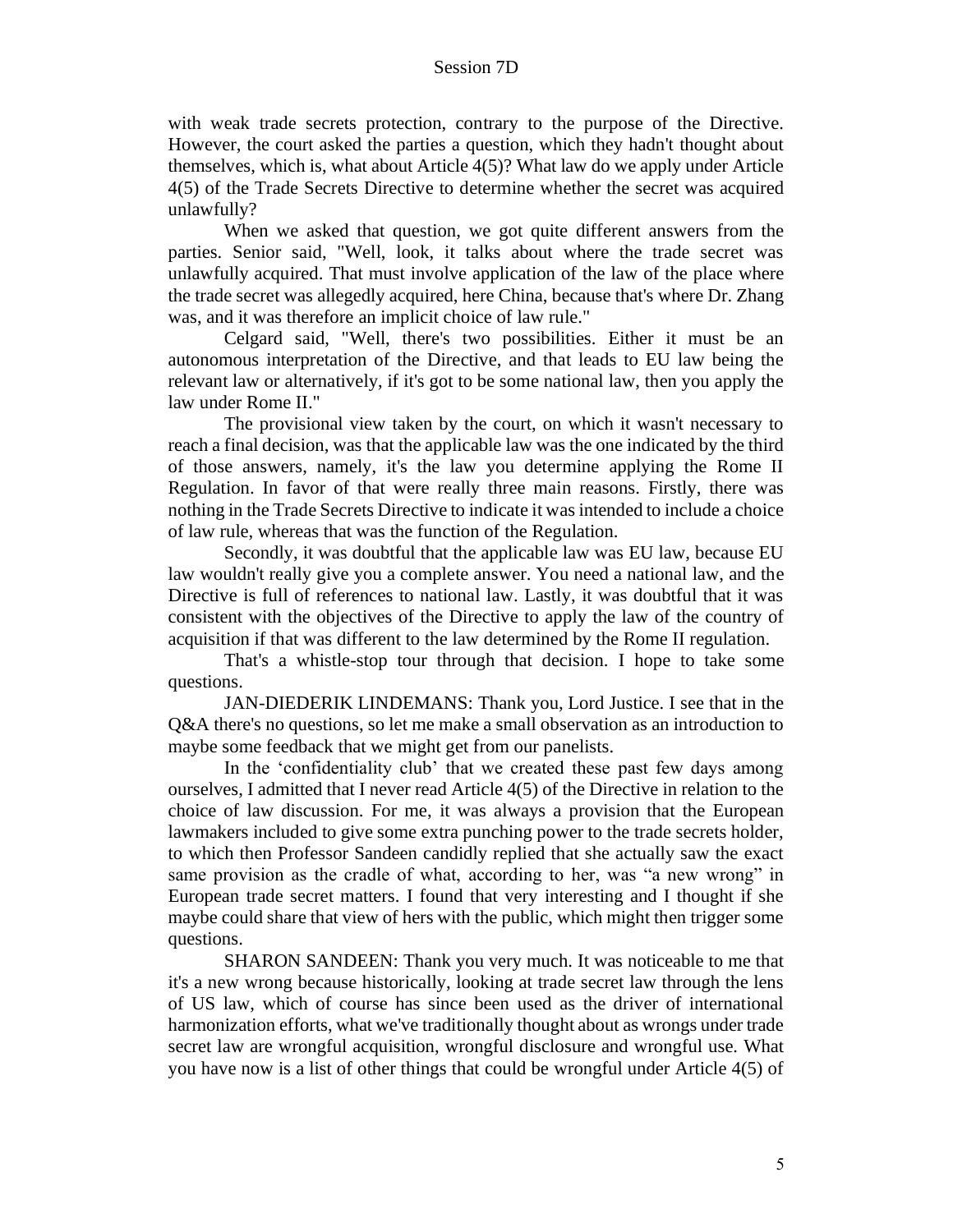with weak trade secrets protection, contrary to the purpose of the Directive. However, the court asked the parties a question, which they hadn't thought about themselves, which is, what about Article 4(5)? What law do we apply under Article 4(5) of the Trade Secrets Directive to determine whether the secret was acquired unlawfully?

When we asked that question, we got quite different answers from the parties. Senior said, "Well, look, it talks about where the trade secret was unlawfully acquired. That must involve application of the law of the place where the trade secret was allegedly acquired, here China, because that's where Dr. Zhang was, and it was therefore an implicit choice of law rule."

Celgard said, "Well, there's two possibilities. Either it must be an autonomous interpretation of the Directive, and that leads to EU law being the relevant law or alternatively, if it's got to be some national law, then you apply the law under Rome II."

The provisional view taken by the court, on which it wasn't necessary to reach a final decision, was that the applicable law was the one indicated by the third of those answers, namely, it's the law you determine applying the Rome II Regulation. In favor of that were really three main reasons. Firstly, there was nothing in the Trade Secrets Directive to indicate it was intended to include a choice of law rule, whereas that was the function of the Regulation.

Secondly, it was doubtful that the applicable law was EU law, because EU law wouldn't really give you a complete answer. You need a national law, and the Directive is full of references to national law. Lastly, it was doubtful that it was consistent with the objectives of the Directive to apply the law of the country of acquisition if that was different to the law determined by the Rome II regulation.

That's a whistle-stop tour through that decision. I hope to take some questions.

JAN-DIEDERIK LINDEMANS: Thank you, Lord Justice. I see that in the Q&A there's no questions, so let me make a small observation as an introduction to maybe some feedback that we might get from our panelists.

In the 'confidentiality club' that we created these past few days among ourselves, I admitted that I never read Article 4(5) of the Directive in relation to the choice of law discussion. For me, it was always a provision that the European lawmakers included to give some extra punching power to the trade secrets holder, to which then Professor Sandeen candidly replied that she actually saw the exact same provision as the cradle of what, according to her, was "a new wrong" in European trade secret matters. I found that very interesting and I thought if she maybe could share that view of hers with the public, which might then trigger some questions.

SHARON SANDEEN: Thank you very much. It was noticeable to me that it's a new wrong because historically, looking at trade secret law through the lens of US law, which of course has since been used as the driver of international harmonization efforts, what we've traditionally thought about as wrongs under trade secret law are wrongful acquisition, wrongful disclosure and wrongful use. What you have now is a list of other things that could be wrongful under Article 4(5) of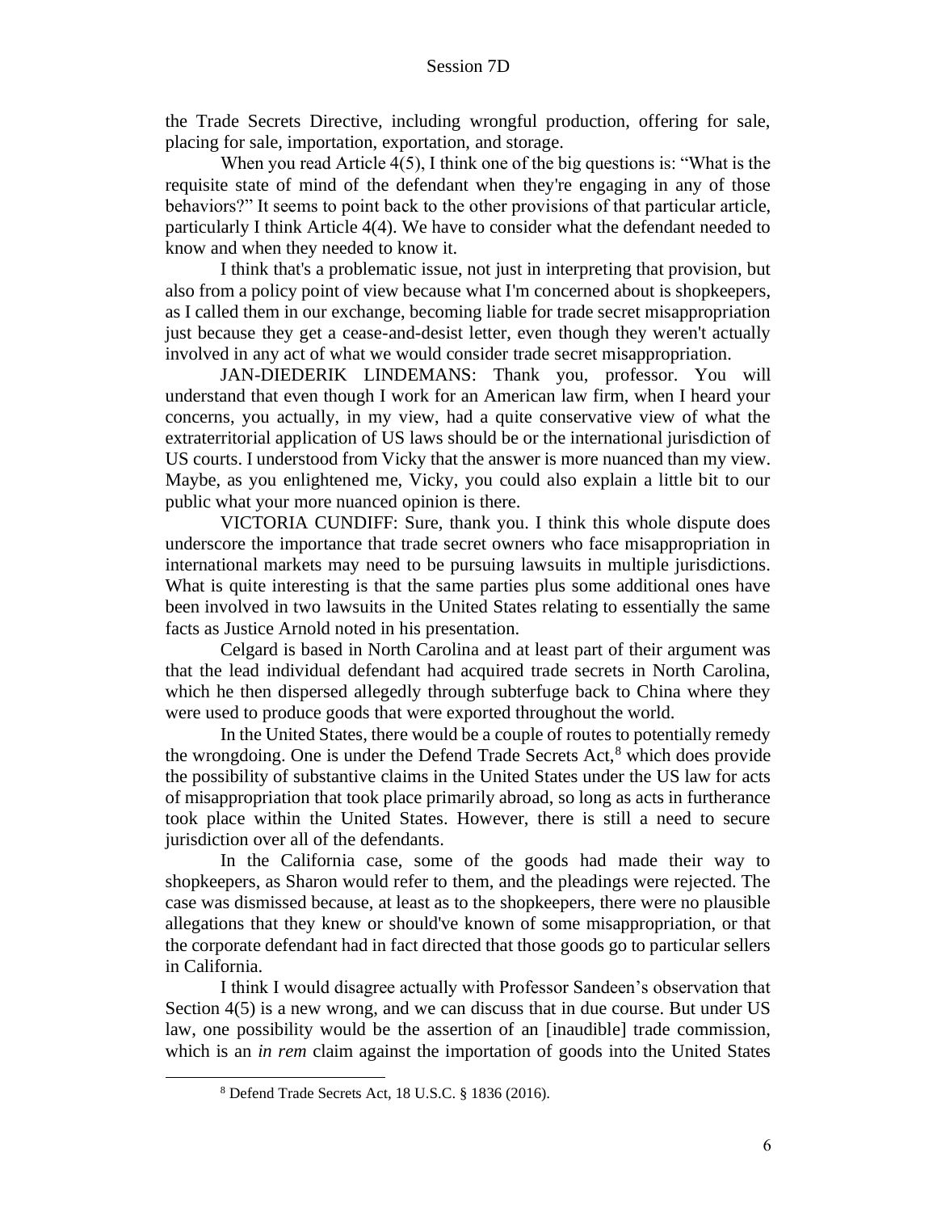the Trade Secrets Directive, including wrongful production, offering for sale, placing for sale, importation, exportation, and storage.

When you read Article 4(5), I think one of the big questions is: "What is the requisite state of mind of the defendant when they're engaging in any of those behaviors?" It seems to point back to the other provisions of that particular article, particularly I think Article 4(4). We have to consider what the defendant needed to know and when they needed to know it.

I think that's a problematic issue, not just in interpreting that provision, but also from a policy point of view because what I'm concerned about is shopkeepers, as I called them in our exchange, becoming liable for trade secret misappropriation just because they get a cease-and-desist letter, even though they weren't actually involved in any act of what we would consider trade secret misappropriation.

JAN-DIEDERIK LINDEMANS: Thank you, professor. You will understand that even though I work for an American law firm, when I heard your concerns, you actually, in my view, had a quite conservative view of what the extraterritorial application of US laws should be or the international jurisdiction of US courts. I understood from Vicky that the answer is more nuanced than my view. Maybe, as you enlightened me, Vicky, you could also explain a little bit to our public what your more nuanced opinion is there.

VICTORIA CUNDIFF: Sure, thank you. I think this whole dispute does underscore the importance that trade secret owners who face misappropriation in international markets may need to be pursuing lawsuits in multiple jurisdictions. What is quite interesting is that the same parties plus some additional ones have been involved in two lawsuits in the United States relating to essentially the same facts as Justice Arnold noted in his presentation.

Celgard is based in North Carolina and at least part of their argument was that the lead individual defendant had acquired trade secrets in North Carolina, which he then dispersed allegedly through subterfuge back to China where they were used to produce goods that were exported throughout the world.

In the United States, there would be a couple of routes to potentially remedy the wrongdoing. One is under the Defend Trade Secrets Act,[8] which does provide the possibility of substantive claims in the United States under the US law for acts of misappropriation that took place primarily abroad, so long as acts in furtherance took place within the United States. However, there is still a need to secure jurisdiction over all of the defendants.

In the California case, some of the goods had made their way to shopkeepers, as Sharon would refer to them, and the pleadings were rejected. The case was dismissed because, at least as to the shopkeepers, there were no plausible allegations that they knew or should've known of some misappropriation, or that the corporate defendant had in fact directed that those goods go to particular sellers in California.

I think I would disagree actually with Professor Sandeen's observation that Section 4(5) is a new wrong, and we can discuss that in due course. But under US law, one possibility would be the assertion of an [inaudible] trade commission, which is an *in rem* claim against the importation of goods into the United States

[8] Defend Trade Secrets Act, 18 U.S.C. § 1836 (2016).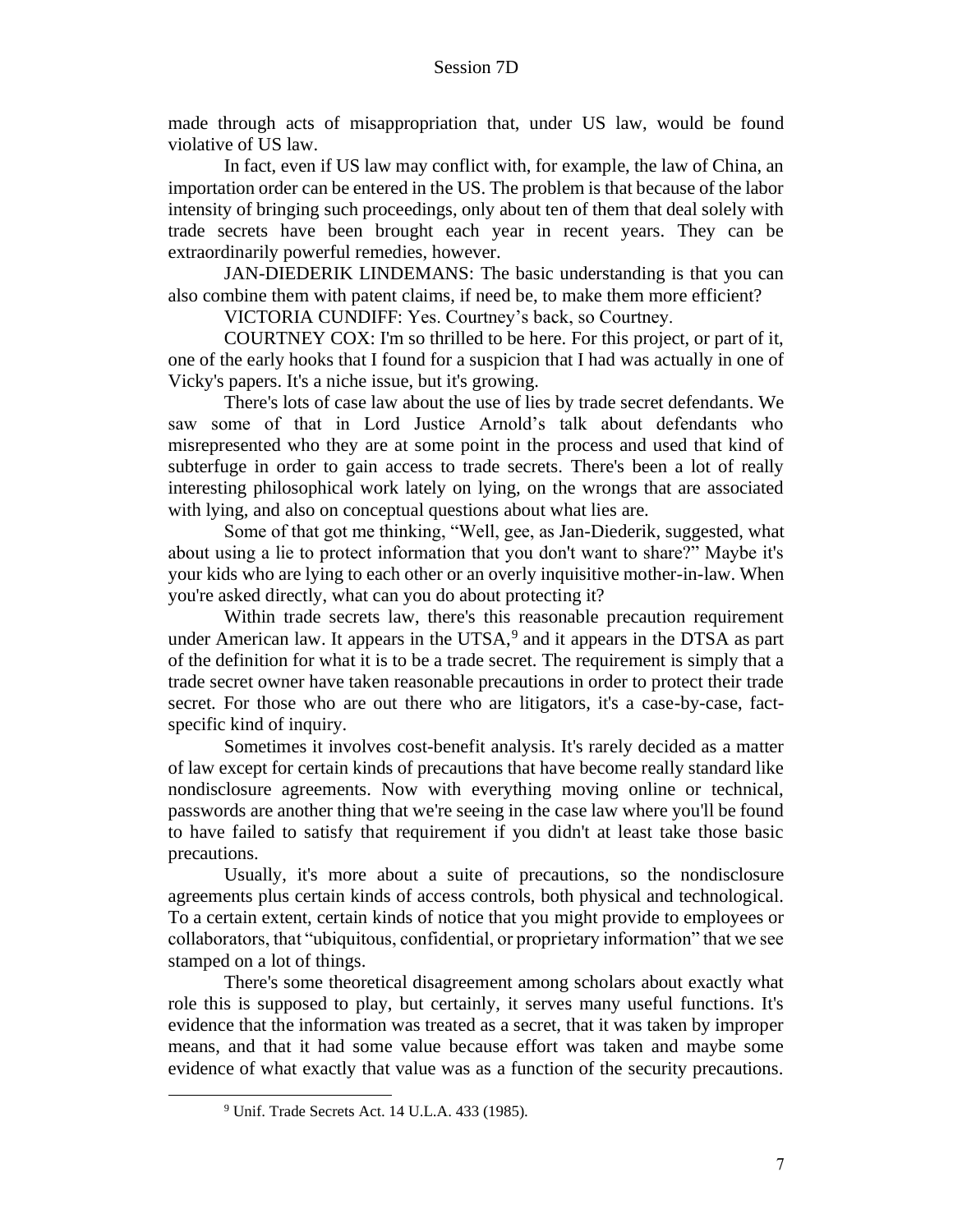made through acts of misappropriation that, under US law, would be found violative of US law.

In fact, even if US law may conflict with, for example, the law of China, an importation order can be entered in the US. The problem is that because of the labor intensity of bringing such proceedings, only about ten of them that deal solely with trade secrets have been brought each year in recent years. They can be extraordinarily powerful remedies, however.

JAN-DIEDERIK LINDEMANS: The basic understanding is that you can also combine them with patent claims, if need be, to make them more efficient?

VICTORIA CUNDIFF: Yes. Courtney's back, so Courtney.

COURTNEY COX: I'm so thrilled to be here. For this project, or part of it, one of the early hooks that I found for a suspicion that I had was actually in one of Vicky's papers. It's a niche issue, but it's growing.

There's lots of case law about the use of lies by trade secret defendants. We saw some of that in Lord Justice Arnold's talk about defendants who misrepresented who they are at some point in the process and used that kind of subterfuge in order to gain access to trade secrets. There's been a lot of really interesting philosophical work lately on lying, on the wrongs that are associated with lying, and also on conceptual questions about what lies are.

Some of that got me thinking, "Well, gee, as Jan-Diederik, suggested, what about using a lie to protect information that you don't want to share?" Maybe it's your kids who are lying to each other or an overly inquisitive mother-in-law. When you're asked directly, what can you do about protecting it?

Within trade secrets law, there's this reasonable precaution requirement under American law. It appears in the UTSA,[9] and it appears in the DTSA as part of the definition for what it is to be a trade secret. The requirement is simply that a trade secret owner have taken reasonable precautions in order to protect their trade secret. For those who are out there who are litigators, it's a case-by-case, fact-specific kind of inquiry.

Sometimes it involves cost-benefit analysis. It's rarely decided as a matter of law except for certain kinds of precautions that have become really standard like nondisclosure agreements. Now with everything moving online or technical, passwords are another thing that we're seeing in the case law where you'll be found to have failed to satisfy that requirement if you didn't at least take those basic precautions.

Usually, it's more about a suite of precautions, so the nondisclosure agreements plus certain kinds of access controls, both physical and technological. To a certain extent, certain kinds of notice that you might provide to employees or collaborators, that "ubiquitous, confidential, or proprietary information" that we see stamped on a lot of things.

There's some theoretical disagreement among scholars about exactly what role this is supposed to play, but certainly, it serves many useful functions. It's evidence that the information was treated as a secret, that it was taken by improper means, and that it had some value because effort was taken and maybe some evidence of what exactly that value was as a function of the security precautions.

[9] Unif. Trade Secrets Act. 14 U.L.A. 433 (1985).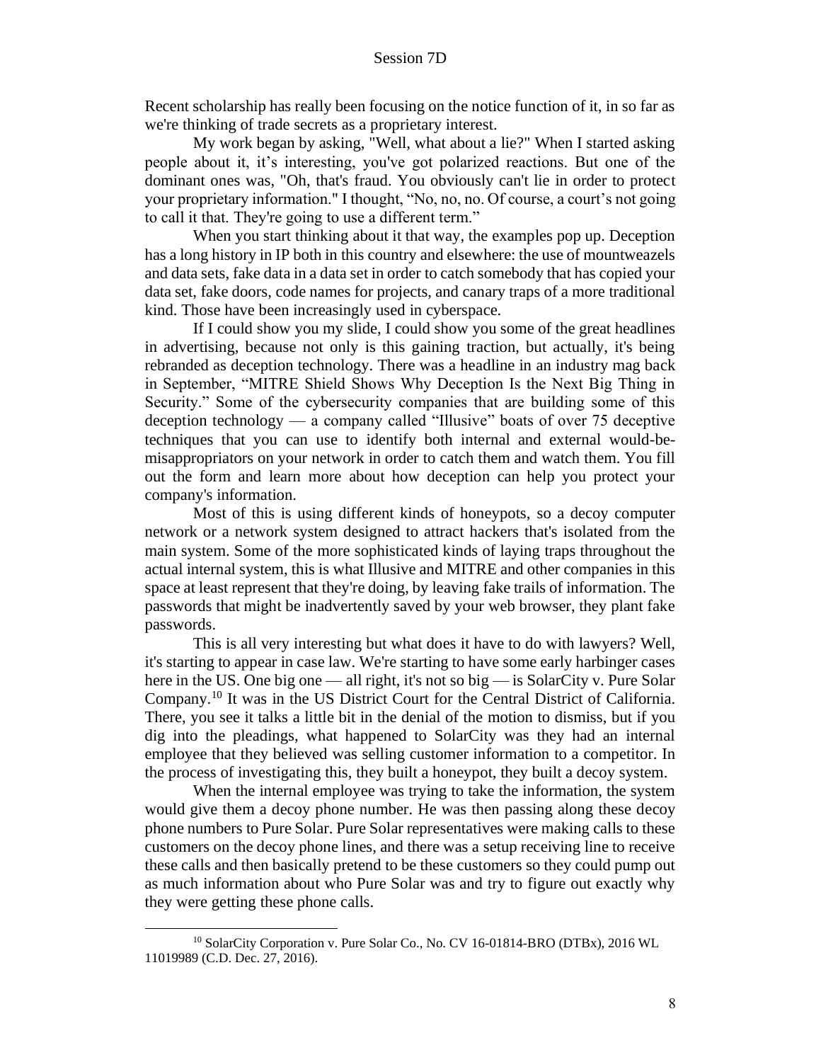Recent scholarship has really been focusing on the notice function of it, in so far as we're thinking of trade secrets as a proprietary interest.

My work began by asking, "Well, what about a lie?" When I started asking people about it, it's interesting, you've got polarized reactions. But one of the dominant ones was, "Oh, that's fraud. You obviously can't lie in order to protect your proprietary information." I thought, "No, no, no. Of course, a court's not going to call it that. They're going to use a different term."

When you start thinking about it that way, the examples pop up. Deception has a long history in IP both in this country and elsewhere: the use of mountweazels and data sets, fake data in a data set in order to catch somebody that has copied your data set, fake doors, code names for projects, and canary traps of a more traditional kind. Those have been increasingly used in cyberspace.

If I could show you my slide, I could show you some of the great headlines in advertising, because not only is this gaining traction, but actually, it's being rebranded as deception technology. There was a headline in an industry mag back in September, "MITRE Shield Shows Why Deception Is the Next Big Thing in Security." Some of the cybersecurity companies that are building some of this deception technology — a company called "Illusive" boats of over 75 deceptive techniques that you can use to identify both internal and external would-be-misappropriators on your network in order to catch them and watch them. You fill out the form and learn more about how deception can help you protect your company's information.

Most of this is using different kinds of honeypots, so a decoy computer network or a network system designed to attract hackers that's isolated from the main system. Some of the more sophisticated kinds of laying traps throughout the actual internal system, this is what Illusive and MITRE and other companies in this space at least represent that they're doing, by leaving fake trails of information. The passwords that might be inadvertently saved by your web browser, they plant fake passwords.

This is all very interesting but what does it have to do with lawyers? Well, it's starting to appear in case law. We're starting to have some early harbinger cases here in the US. One big one — all right, it's not so big — is SolarCity v. Pure Solar Company.[10] It was in the US District Court for the Central District of California. There, you see it talks a little bit in the denial of the motion to dismiss, but if you dig into the pleadings, what happened to SolarCity was they had an internal employee that they believed was selling customer information to a competitor. In the process of investigating this, they built a honeypot, they built a decoy system.

When the internal employee was trying to take the information, the system would give them a decoy phone number. He was then passing along these decoy phone numbers to Pure Solar. Pure Solar representatives were making calls to these customers on the decoy phone lines, and there was a setup receiving line to receive these calls and then basically pretend to be these customers so they could pump out as much information about who Pure Solar was and try to figure out exactly why they were getting these phone calls.

---

[10] SolarCity Corporation v. Pure Solar Co., No. CV 16-01814-BRO (DTBx), 2016 WL 11019989 (C.D. Dec. 27, 2016).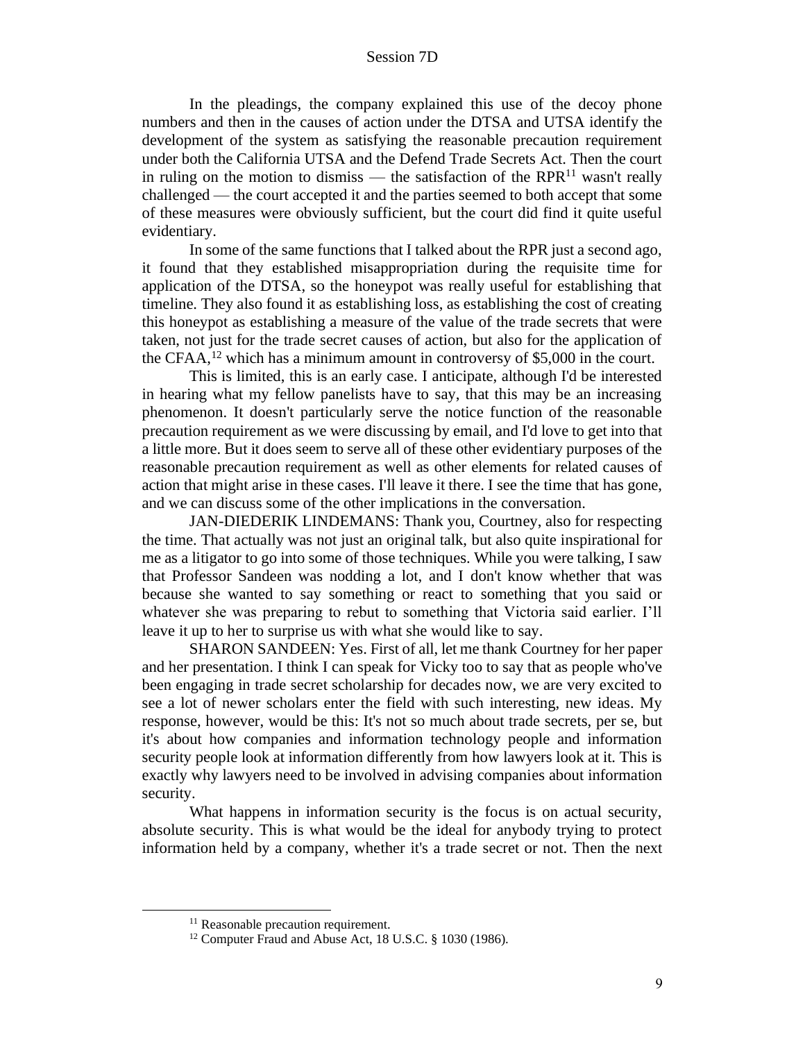In the pleadings, the company explained this use of the decoy phone numbers and then in the causes of action under the DTSA and UTSA identify the development of the system as satisfying the reasonable precaution requirement under both the California UTSA and the Defend Trade Secrets Act. Then the court in ruling on the motion to dismiss — the satisfaction of the RPR[11] wasn't really challenged — the court accepted it and the parties seemed to both accept that some of these measures were obviously sufficient, but the court did find it quite useful evidentiary.

In some of the same functions that I talked about the RPR just a second ago, it found that they established misappropriation during the requisite time for application of the DTSA, so the honeypot was really useful for establishing that timeline. They also found it as establishing loss, as establishing the cost of creating this honeypot as establishing a measure of the value of the trade secrets that were taken, not just for the trade secret causes of action, but also for the application of the CFAA,[12] which has a minimum amount in controversy of $5,000 in the court.

This is limited, this is an early case. I anticipate, although I'd be interested in hearing what my fellow panelists have to say, that this may be an increasing phenomenon. It doesn't particularly serve the notice function of the reasonable precaution requirement as we were discussing by email, and I'd love to get into that a little more. But it does seem to serve all of these other evidentiary purposes of the reasonable precaution requirement as well as other elements for related causes of action that might arise in these cases. I'll leave it there. I see the time that has gone, and we can discuss some of the other implications in the conversation.

JAN-DIEDERIK LINDEMANS: Thank you, Courtney, also for respecting the time. That actually was not just an original talk, but also quite inspirational for me as a litigator to go into some of those techniques. While you were talking, I saw that Professor Sandeen was nodding a lot, and I don't know whether that was because she wanted to say something or react to something that you said or whatever she was preparing to rebut to something that Victoria said earlier. I'll leave it up to her to surprise us with what she would like to say.

SHARON SANDEEN: Yes. First of all, let me thank Courtney for her paper and her presentation. I think I can speak for Vicky too to say that as people who've been engaging in trade secret scholarship for decades now, we are very excited to see a lot of newer scholars enter the field with such interesting, new ideas. My response, however, would be this: It's not so much about trade secrets, per se, but it's about how companies and information technology people and information security people look at information differently from how lawyers look at it. This is exactly why lawyers need to be involved in advising companies about information security.

What happens in information security is the focus is on actual security, absolute security. This is what would be the ideal for anybody trying to protect information held by a company, whether it's a trade secret or not. Then the next

[11] Reasonable precaution requirement.

[12] Computer Fraud and Abuse Act, 18 U.S.C. § 1030 (1986).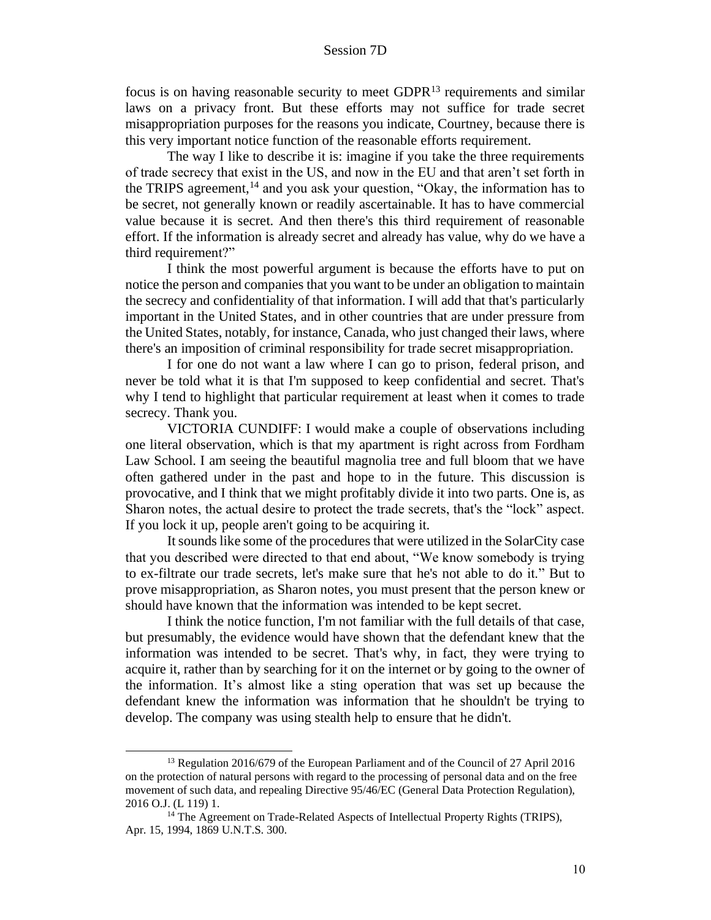focus is on having reasonable security to meet GDPR[13] requirements and similar laws on a privacy front. But these efforts may not suffice for trade secret misappropriation purposes for the reasons you indicate, Courtney, because there is this very important notice function of the reasonable efforts requirement.

The way I like to describe it is: imagine if you take the three requirements of trade secrecy that exist in the US, and now in the EU and that aren't set forth in the TRIPS agreement,[14] and you ask your question, "Okay, the information has to be secret, not generally known or readily ascertainable. It has to have commercial value because it is secret. And then there's this third requirement of reasonable effort. If the information is already secret and already has value, why do we have a third requirement?"

I think the most powerful argument is because the efforts have to put on notice the person and companies that you want to be under an obligation to maintain the secrecy and confidentiality of that information. I will add that that's particularly important in the United States, and in other countries that are under pressure from the United States, notably, for instance, Canada, who just changed their laws, where there's an imposition of criminal responsibility for trade secret misappropriation.

I for one do not want a law where I can go to prison, federal prison, and never be told what it is that I'm supposed to keep confidential and secret. That's why I tend to highlight that particular requirement at least when it comes to trade secrecy. Thank you.

VICTORIA CUNDIFF: I would make a couple of observations including one literal observation, which is that my apartment is right across from Fordham Law School. I am seeing the beautiful magnolia tree and full bloom that we have often gathered under in the past and hope to in the future. This discussion is provocative, and I think that we might profitably divide it into two parts. One is, as Sharon notes, the actual desire to protect the trade secrets, that's the "lock" aspect. If you lock it up, people aren't going to be acquiring it.

It sounds like some of the procedures that were utilized in the SolarCity case that you described were directed to that end about, "We know somebody is trying to ex-filtrate our trade secrets, let's make sure that he's not able to do it." But to prove misappropriation, as Sharon notes, you must present that the person knew or should have known that the information was intended to be kept secret.

I think the notice function, I'm not familiar with the full details of that case, but presumably, the evidence would have shown that the defendant knew that the information was intended to be secret. That's why, in fact, they were trying to acquire it, rather than by searching for it on the internet or by going to the owner of the information. It's almost like a sting operation that was set up because the defendant knew the information was information that he shouldn't be trying to develop. The company was using stealth help to ensure that he didn't.

---

[13] Regulation 2016/679 of the European Parliament and of the Council of 27 April 2016 on the protection of natural persons with regard to the processing of personal data and on the free movement of such data, and repealing Directive 95/46/EC (General Data Protection Regulation), 2016 O.J. (L 119) 1.

[14] The Agreement on Trade-Related Aspects of Intellectual Property Rights (TRIPS), Apr. 15, 1994, 1869 U.N.T.S. 300.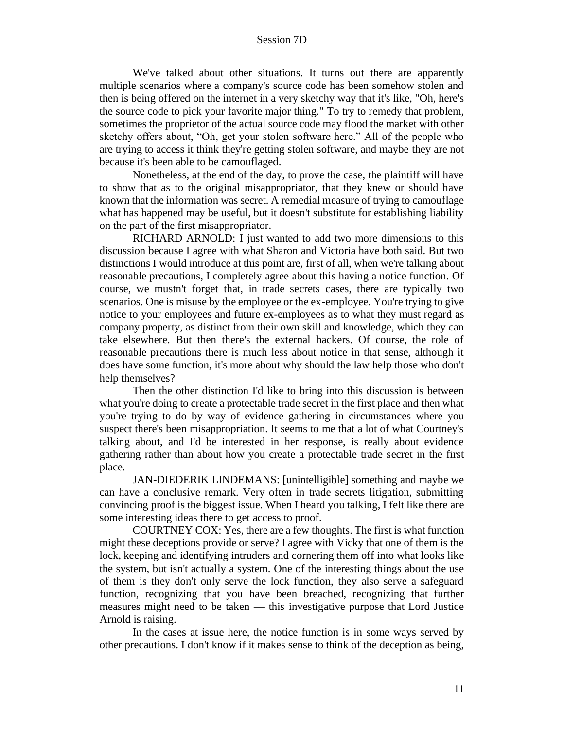We've talked about other situations. It turns out there are apparently multiple scenarios where a company's source code has been somehow stolen and then is being offered on the internet in a very sketchy way that it's like, "Oh, here's the source code to pick your favorite major thing." To try to remedy that problem, sometimes the proprietor of the actual source code may flood the market with other sketchy offers about, "Oh, get your stolen software here." All of the people who are trying to access it think they're getting stolen software, and maybe they are not because it's been able to be camouflaged.

Nonetheless, at the end of the day, to prove the case, the plaintiff will have to show that as to the original misappropriator, that they knew or should have known that the information was secret. A remedial measure of trying to camouflage what has happened may be useful, but it doesn't substitute for establishing liability on the part of the first misappropriator.

RICHARD ARNOLD: I just wanted to add two more dimensions to this discussion because I agree with what Sharon and Victoria have both said. But two distinctions I would introduce at this point are, first of all, when we're talking about reasonable precautions, I completely agree about this having a notice function. Of course, we mustn't forget that, in trade secrets cases, there are typically two scenarios. One is misuse by the employee or the ex-employee. You're trying to give notice to your employees and future ex-employees as to what they must regard as company property, as distinct from their own skill and knowledge, which they can take elsewhere. But then there's the external hackers. Of course, the role of reasonable precautions there is much less about notice in that sense, although it does have some function, it's more about why should the law help those who don't help themselves?

Then the other distinction I'd like to bring into this discussion is between what you're doing to create a protectable trade secret in the first place and then what you're trying to do by way of evidence gathering in circumstances where you suspect there's been misappropriation. It seems to me that a lot of what Courtney's talking about, and I'd be interested in her response, is really about evidence gathering rather than about how you create a protectable trade secret in the first place.

JAN-DIEDERIK LINDEMANS: [unintelligible] something and maybe we can have a conclusive remark. Very often in trade secrets litigation, submitting convincing proof is the biggest issue. When I heard you talking, I felt like there are some interesting ideas there to get access to proof.

COURTNEY COX: Yes, there are a few thoughts. The first is what function might these deceptions provide or serve? I agree with Vicky that one of them is the lock, keeping and identifying intruders and cornering them off into what looks like the system, but isn't actually a system. One of the interesting things about the use of them is they don't only serve the lock function, they also serve a safeguard function, recognizing that you have been breached, recognizing that further measures might need to be taken — this investigative purpose that Lord Justice Arnold is raising.

In the cases at issue here, the notice function is in some ways served by other precautions. I don't know if it makes sense to think of the deception as being,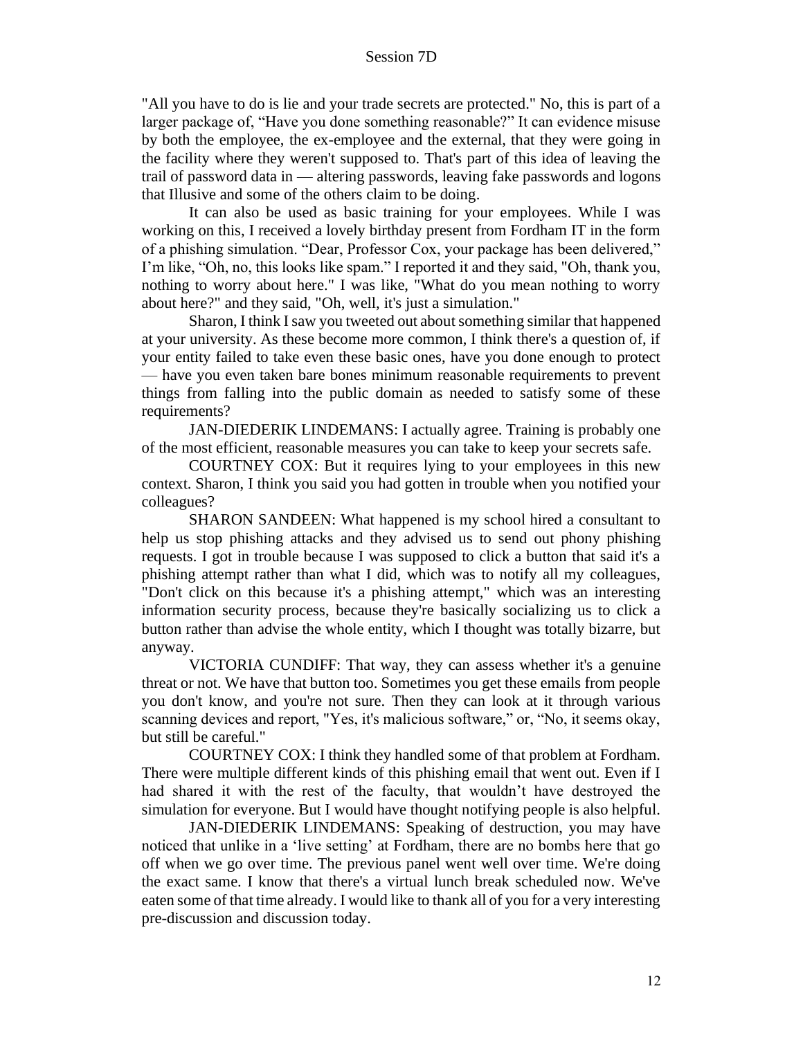"All you have to do is lie and your trade secrets are protected." No, this is part of a larger package of, "Have you done something reasonable?" It can evidence misuse by both the employee, the ex-employee and the external, that they were going in the facility where they weren't supposed to. That's part of this idea of leaving the trail of password data in — altering passwords, leaving fake passwords and logons that Illusive and some of the others claim to be doing.

It can also be used as basic training for your employees. While I was working on this, I received a lovely birthday present from Fordham IT in the form of a phishing simulation. "Dear, Professor Cox, your package has been delivered," I'm like, "Oh, no, this looks like spam." I reported it and they said, "Oh, thank you, nothing to worry about here." I was like, "What do you mean nothing to worry about here?" and they said, "Oh, well, it's just a simulation."

Sharon, I think I saw you tweeted out about something similar that happened at your university. As these become more common, I think there's a question of, if your entity failed to take even these basic ones, have you done enough to protect — have you even taken bare bones minimum reasonable requirements to prevent things from falling into the public domain as needed to satisfy some of these requirements?

JAN-DIEDERIK LINDEMANS: I actually agree. Training is probably one of the most efficient, reasonable measures you can take to keep your secrets safe.

COURTNEY COX: But it requires lying to your employees in this new context. Sharon, I think you said you had gotten in trouble when you notified your colleagues?

SHARON SANDEEN: What happened is my school hired a consultant to help us stop phishing attacks and they advised us to send out phony phishing requests. I got in trouble because I was supposed to click a button that said it's a phishing attempt rather than what I did, which was to notify all my colleagues, "Don't click on this because it's a phishing attempt," which was an interesting information security process, because they're basically socializing us to click a button rather than advise the whole entity, which I thought was totally bizarre, but anyway.

VICTORIA CUNDIFF: That way, they can assess whether it's a genuine threat or not. We have that button too. Sometimes you get these emails from people you don't know, and you're not sure. Then they can look at it through various scanning devices and report, "Yes, it's malicious software," or, "No, it seems okay, but still be careful."

COURTNEY COX: I think they handled some of that problem at Fordham. There were multiple different kinds of this phishing email that went out. Even if I had shared it with the rest of the faculty, that wouldn't have destroyed the simulation for everyone. But I would have thought notifying people is also helpful.

JAN-DIEDERIK LINDEMANS: Speaking of destruction, you may have noticed that unlike in a 'live setting' at Fordham, there are no bombs here that go off when we go over time. The previous panel went well over time. We're doing the exact same. I know that there's a virtual lunch break scheduled now. We've eaten some of that time already. I would like to thank all of you for a very interesting pre-discussion and discussion today.